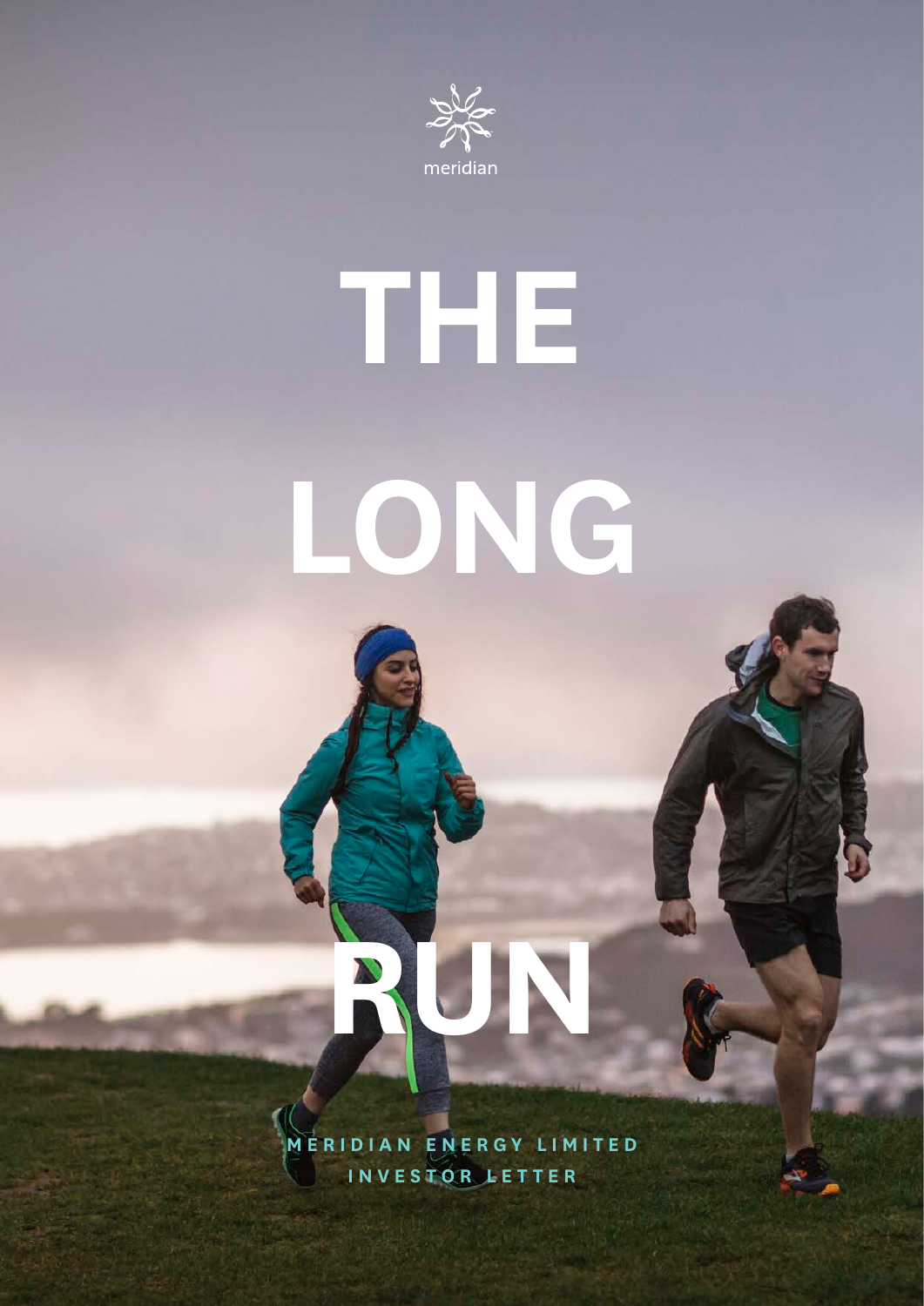meridian

# THE LONG RUN

MERIDIAN ENERGY LIMITED

INVESTOR LETTER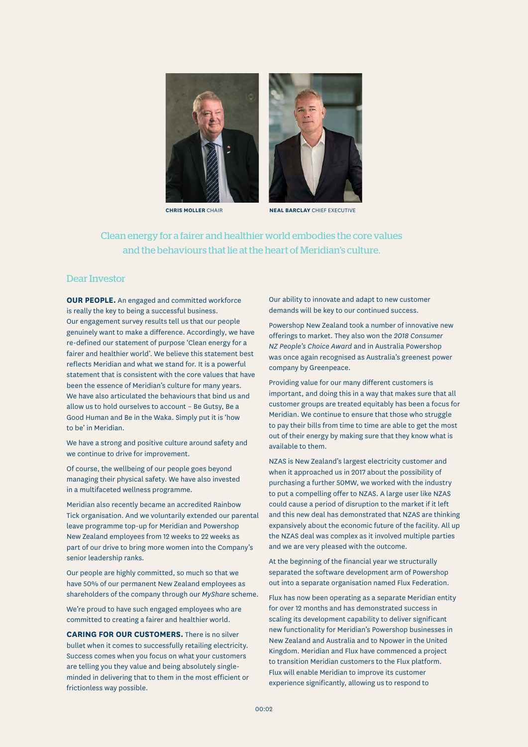**CHRIS MOLLER** CHAIR

**NEAL BARCLAY** CHIEF EXECUTIVE

## Clean energy for a fairer and healthier world embodies the core values and the behaviours that lie at the heart of Meridian's culture.

### Dear Investor

**OUR PEOPLE.** An engaged and committed workforce is really the key to being a successful business. Our engagement survey results tell us that our people genuinely want to make a difference. Accordingly, we have re-defined our statement of purpose 'Clean energy for a fairer and healthier world'. We believe this statement best reflects Meridian and what we stand for. It is a powerful statement that is consistent with the core values that have been the essence of Meridian's culture for many years. We have also articulated the behaviours that bind us and allow us to hold ourselves to account – Be Gutsy, Be a Good Human and Be in the Waka. Simply put it is 'how to be' in Meridian.

We have a strong and positive culture around safety and we continue to drive for improvement.

Of course, the wellbeing of our people goes beyond managing their physical safety. We have also invested in a multifaceted wellness programme.

Meridian also recently became an accredited Rainbow Tick organisation. And we voluntarily extended our parental leave programme top-up for Meridian and Powershop New Zealand employees from 12 weeks to 22 weeks as part of our drive to bring more women into the Company's senior leadership ranks.

Our people are highly committed, so much so that we have 50% of our permanent New Zealand employees as shareholders of the company through our *MyShare* scheme.

We're proud to have such engaged employees who are committed to creating a fairer and healthier world.

**CARING FOR OUR CUSTOMERS.** There is no silver bullet when it comes to successfully retailing electricity. Success comes when you focus on what your customers are telling you they value and being absolutely single-minded in delivering that to them in the most efficient or frictionless way possible.

Our ability to innovate and adapt to new customer demands will be key to our continued success.

Powershop New Zealand took a number of innovative new offerings to market. They also won the *2018 Consumer NZ People's Choice Award* and in Australia Powershop was once again recognised as Australia's greenest power company by Greenpeace.

Providing value for our many different customers is important, and doing this in a way that makes sure that all customer groups are treated equitably has been a focus for Meridian. We continue to ensure that those who struggle to pay their bills from time to time are able to get the most out of their energy by making sure that they know what is available to them.

NZAS is New Zealand's largest electricity customer and when it approached us in 2017 about the possibility of purchasing a further 50MW, we worked with the industry to put a compelling offer to NZAS. A large user like NZAS could cause a period of disruption to the market if it left and this new deal has demonstrated that NZAS are thinking expansively about the economic future of the facility. All up the NZAS deal was complex as it involved multiple parties and we are very pleased with the outcome.

At the beginning of the financial year we structurally separated the software development arm of Powershop out into a separate organisation named Flux Federation.

Flux has now been operating as a separate Meridian entity for over 12 months and has demonstrated success in scaling its development capability to deliver significant new functionality for Meridian's Powershop businesses in New Zealand and Australia and to Npower in the United Kingdom. Meridian and Flux have commenced a project to transition Meridian customers to the Flux platform. Flux will enable Meridian to improve its customer experience significantly, allowing us to respond to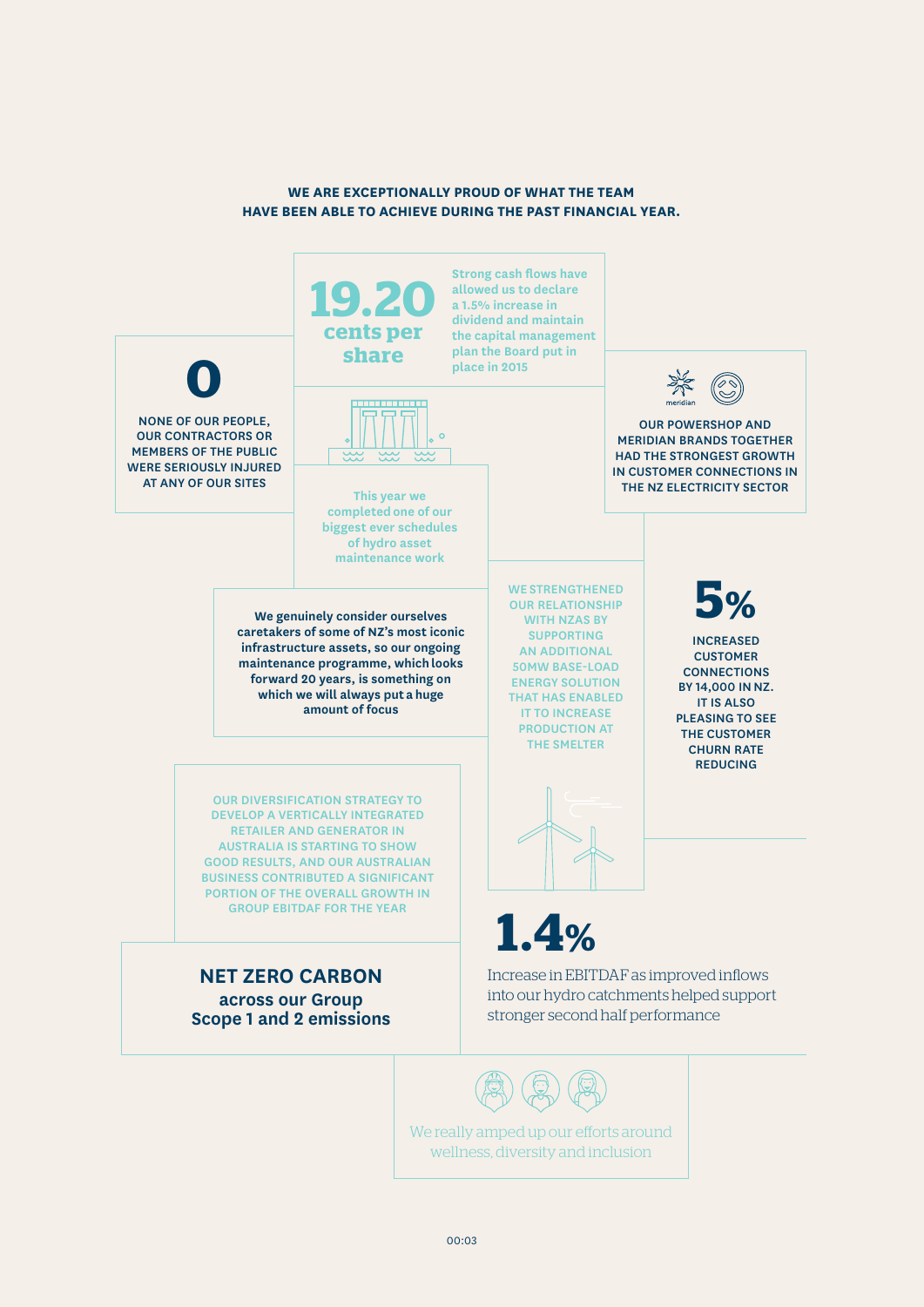**WE ARE EXCEPTIONALLY PROUD OF WHAT THE TEAM HAVE BEEN ABLE TO ACHIEVE DURING THE PAST FINANCIAL YEAR.**

**19.20 cents per share**

Strong cash flows have allowed us to declare a 1.5% increase in dividend and maintain the capital management plan the Board put in place in 2015

**0**

NONE OF OUR PEOPLE, OUR CONTRACTORS OR MEMBERS OF THE PUBLIC WERE SERIOUSLY INJURED AT ANY OF OUR SITES

OUR POWERSHOP AND MERIDIAN BRANDS TOGETHER HAD THE STRONGEST GROWTH IN CUSTOMER CONNECTIONS IN THE NZ ELECTRICITY SECTOR

This year we completed one of our biggest ever schedules of hydro asset maintenance work

**We genuinely consider ourselves caretakers of some of NZ's most iconic infrastructure assets, so our ongoing maintenance programme, which looks forward 20 years, is something on which we will always put a huge amount of focus**

WE STRENGTHENED OUR RELATIONSHIP WITH NZAS BY SUPPORTING AN ADDITIONAL 50MW BASE-LOAD ENERGY SOLUTION THAT HAS ENABLED IT TO INCREASE PRODUCTION AT THE SMELTER

**5%**

INCREASED CUSTOMER CONNECTIONS BY 14,000 IN NZ. IT IS ALSO PLEASING TO SEE THE CUSTOMER CHURN RATE REDUCING

OUR DIVERSIFICATION STRATEGY TO DEVELOP A VERTICALLY INTEGRATED RETAILER AND GENERATOR IN AUSTRALIA IS STARTING TO SHOW GOOD RESULTS, AND OUR AUSTRALIAN BUSINESS CONTRIBUTED A SIGNIFICANT PORTION OF THE OVERALL GROWTH IN GROUP EBITDAF FOR THE YEAR

**1.4%**

Increase in EBITDAF as improved inflows into our hydro catchments helped support stronger second half performance

**NET ZERO CARBON across our Group Scope 1 and 2 emissions**

We really amped up our efforts around wellness, diversity and inclusion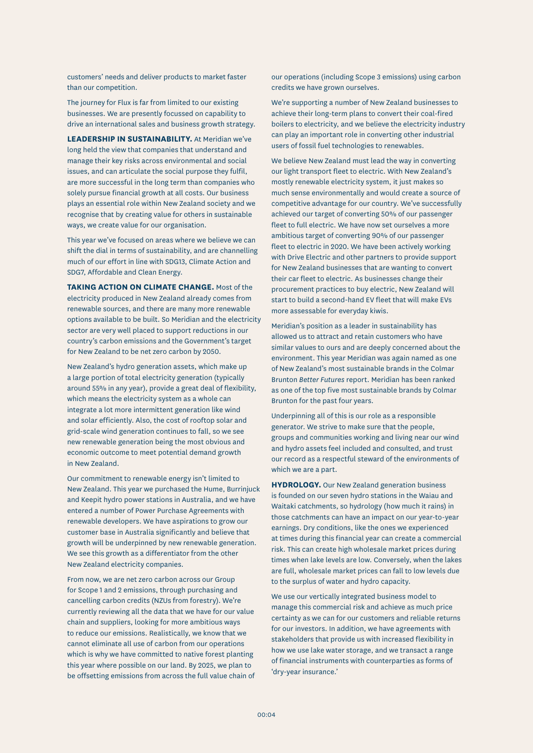customers' needs and deliver products to market faster than our competition.

The journey for Flux is far from limited to our existing businesses. We are presently focussed on capability to drive an international sales and business growth strategy.

**LEADERSHIP IN SUSTAINABILITY.** At Meridian we've long held the view that companies that understand and manage their key risks across environmental and social issues, and can articulate the social purpose they fulfil, are more successful in the long term than companies who solely pursue financial growth at all costs. Our business plays an essential role within New Zealand society and we recognise that by creating value for others in sustainable ways, we create value for our organisation.

This year we've focused on areas where we believe we can shift the dial in terms of sustainability, and are channelling much of our effort in line with SDG13, Climate Action and SDG7, Affordable and Clean Energy.

**TAKING ACTION ON CLIMATE CHANGE.** Most of the electricity produced in New Zealand already comes from renewable sources, and there are many more renewable options available to be built. So Meridian and the electricity sector are very well placed to support reductions in our country's carbon emissions and the Government's target for New Zealand to be net zero carbon by 2050.

New Zealand's hydro generation assets, which make up a large portion of total electricity generation (typically around 55% in any year), provide a great deal of flexibility, which means the electricity system as a whole can integrate a lot more intermittent generation like wind and solar efficiently. Also, the cost of rooftop solar and grid-scale wind generation continues to fall, so we see new renewable generation being the most obvious and economic outcome to meet potential demand growth in New Zealand.

Our commitment to renewable energy isn't limited to New Zealand. This year we purchased the Hume, Burrinjuck and Keepit hydro power stations in Australia, and we have entered a number of Power Purchase Agreements with renewable developers. We have aspirations to grow our customer base in Australia significantly and believe that growth will be underpinned by new renewable generation. We see this growth as a differentiator from the other New Zealand electricity companies.

From now, we are net zero carbon across our Group for Scope 1 and 2 emissions, through purchasing and cancelling carbon credits (NZUs from forestry). We're currently reviewing all the data that we have for our value chain and suppliers, looking for more ambitious ways to reduce our emissions. Realistically, we know that we cannot eliminate all use of carbon from our operations which is why we have committed to native forest planting this year where possible on our land. By 2025, we plan to be offsetting emissions from across the full value chain of our operations (including Scope 3 emissions) using carbon credits we have grown ourselves.

We're supporting a number of New Zealand businesses to achieve their long-term plans to convert their coal-fired boilers to electricity, and we believe the electricity industry can play an important role in converting other industrial users of fossil fuel technologies to renewables.

We believe New Zealand must lead the way in converting our light transport fleet to electric. With New Zealand's mostly renewable electricity system, it just makes so much sense environmentally and would create a source of competitive advantage for our country. We've successfully achieved our target of converting 50% of our passenger fleet to full electric. We have now set ourselves a more ambitious target of converting 90% of our passenger fleet to electric in 2020. We have been actively working with Drive Electric and other partners to provide support for New Zealand businesses that are wanting to convert their car fleet to electric. As businesses change their procurement practices to buy electric, New Zealand will start to build a second-hand EV fleet that will make EVs more assessable for everyday kiwis.

Meridian's position as a leader in sustainability has allowed us to attract and retain customers who have similar values to ours and are deeply concerned about the environment. This year Meridian was again named as one of New Zealand's most sustainable brands in the Colmar Brunton *Better Futures* report. Meridian has been ranked as one of the top five most sustainable brands by Colmar Brunton for the past four years.

Underpinning all of this is our role as a responsible generator. We strive to make sure that the people, groups and communities working and living near our wind and hydro assets feel included and consulted, and trust our record as a respectful steward of the environments of which we are a part.

**HYDROLOGY.** Our New Zealand generation business is founded on our seven hydro stations in the Waiau and Waitaki catchments, so hydrology (how much it rains) in those catchments can have an impact on our year-to-year earnings. Dry conditions, like the ones we experienced at times during this financial year can create a commercial risk. This can create high wholesale market prices during times when lake levels are low. Conversely, when the lakes are full, wholesale market prices can fall to low levels due to the surplus of water and hydro capacity.

We use our vertically integrated business model to manage this commercial risk and achieve as much price certainty as we can for our customers and reliable returns for our investors. In addition, we have agreements with stakeholders that provide us with increased flexibility in how we use lake water storage, and we transact a range of financial instruments with counterparties as forms of 'dry-year insurance.'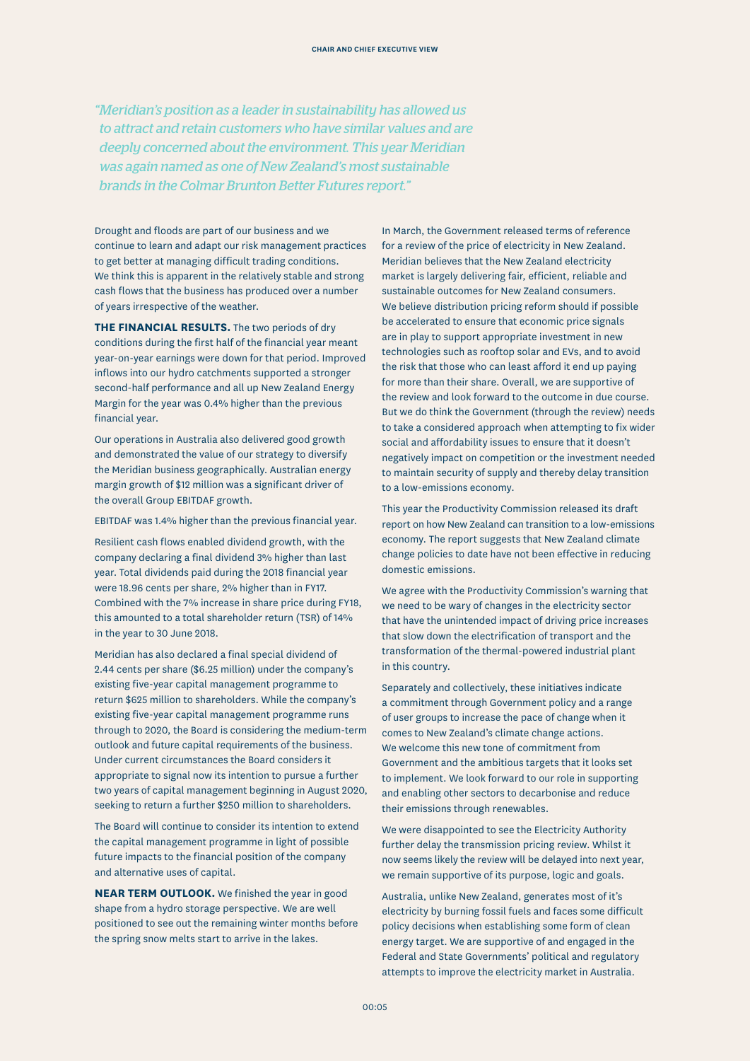*"Meridian's position as a leader in sustainability has allowed us to attract and retain customers who have similar values and are deeply concerned about the environment. This year Meridian was again named as one of New Zealand's most sustainable brands in the Colmar Brunton Better Futures report."*

Drought and floods are part of our business and we continue to learn and adapt our risk management practices to get better at managing difficult trading conditions. We think this is apparent in the relatively stable and strong cash flows that the business has produced over a number of years irrespective of the weather.

**THE FINANCIAL RESULTS.** The two periods of dry conditions during the first half of the financial year meant year-on-year earnings were down for that period. Improved inflows into our hydro catchments supported a stronger second-half performance and all up New Zealand Energy Margin for the year was 0.4% higher than the previous financial year.

Our operations in Australia also delivered good growth and demonstrated the value of our strategy to diversify the Meridian business geographically. Australian energy margin growth of $12 million was a significant driver of the overall Group EBITDAF growth.

EBITDAF was 1.4% higher than the previous financial year.

Resilient cash flows enabled dividend growth, with the company declaring a final dividend 3% higher than last year. Total dividends paid during the 2018 financial year were 18.96 cents per share, 2% higher than in FY17. Combined with the 7% increase in share price during FY18, this amounted to a total shareholder return (TSR) of 14% in the year to 30 June 2018.

Meridian has also declared a final special dividend of 2.44 cents per share ($6.25 million) under the company's existing five-year capital management programme to return $625 million to shareholders. While the company's existing five-year capital management programme runs through to 2020, the Board is considering the medium-term outlook and future capital requirements of the business. Under current circumstances the Board considers it appropriate to signal now its intention to pursue a further two years of capital management beginning in August 2020, seeking to return a further $250 million to shareholders.

The Board will continue to consider its intention to extend the capital management programme in light of possible future impacts to the financial position of the company and alternative uses of capital.

**NEAR TERM OUTLOOK.** We finished the year in good shape from a hydro storage perspective. We are well positioned to see out the remaining winter months before the spring snow melts start to arrive in the lakes.

In March, the Government released terms of reference for a review of the price of electricity in New Zealand. Meridian believes that the New Zealand electricity market is largely delivering fair, efficient, reliable and sustainable outcomes for New Zealand consumers. We believe distribution pricing reform should if possible be accelerated to ensure that economic price signals are in play to support appropriate investment in new technologies such as rooftop solar and EVs, and to avoid the risk that those who can least afford it end up paying for more than their share. Overall, we are supportive of the review and look forward to the outcome in due course. But we do think the Government (through the review) needs to take a considered approach when attempting to fix wider social and affordability issues to ensure that it doesn't negatively impact on competition or the investment needed to maintain security of supply and thereby delay transition to a low-emissions economy.

This year the Productivity Commission released its draft report on how New Zealand can transition to a low-emissions economy. The report suggests that New Zealand climate change policies to date have not been effective in reducing domestic emissions.

We agree with the Productivity Commission's warning that we need to be wary of changes in the electricity sector that have the unintended impact of driving price increases that slow down the electrification of transport and the transformation of the thermal-powered industrial plant in this country.

Separately and collectively, these initiatives indicate a commitment through Government policy and a range of user groups to increase the pace of change when it comes to New Zealand's climate change actions. We welcome this new tone of commitment from Government and the ambitious targets that it looks set to implement. We look forward to our role in supporting and enabling other sectors to decarbonise and reduce their emissions through renewables.

We were disappointed to see the Electricity Authority further delay the transmission pricing review. Whilst it now seems likely the review will be delayed into next year, we remain supportive of its purpose, logic and goals.

Australia, unlike New Zealand, generates most of it's electricity by burning fossil fuels and faces some difficult policy decisions when establishing some form of clean energy target. We are supportive of and engaged in the Federal and State Governments' political and regulatory attempts to improve the electricity market in Australia.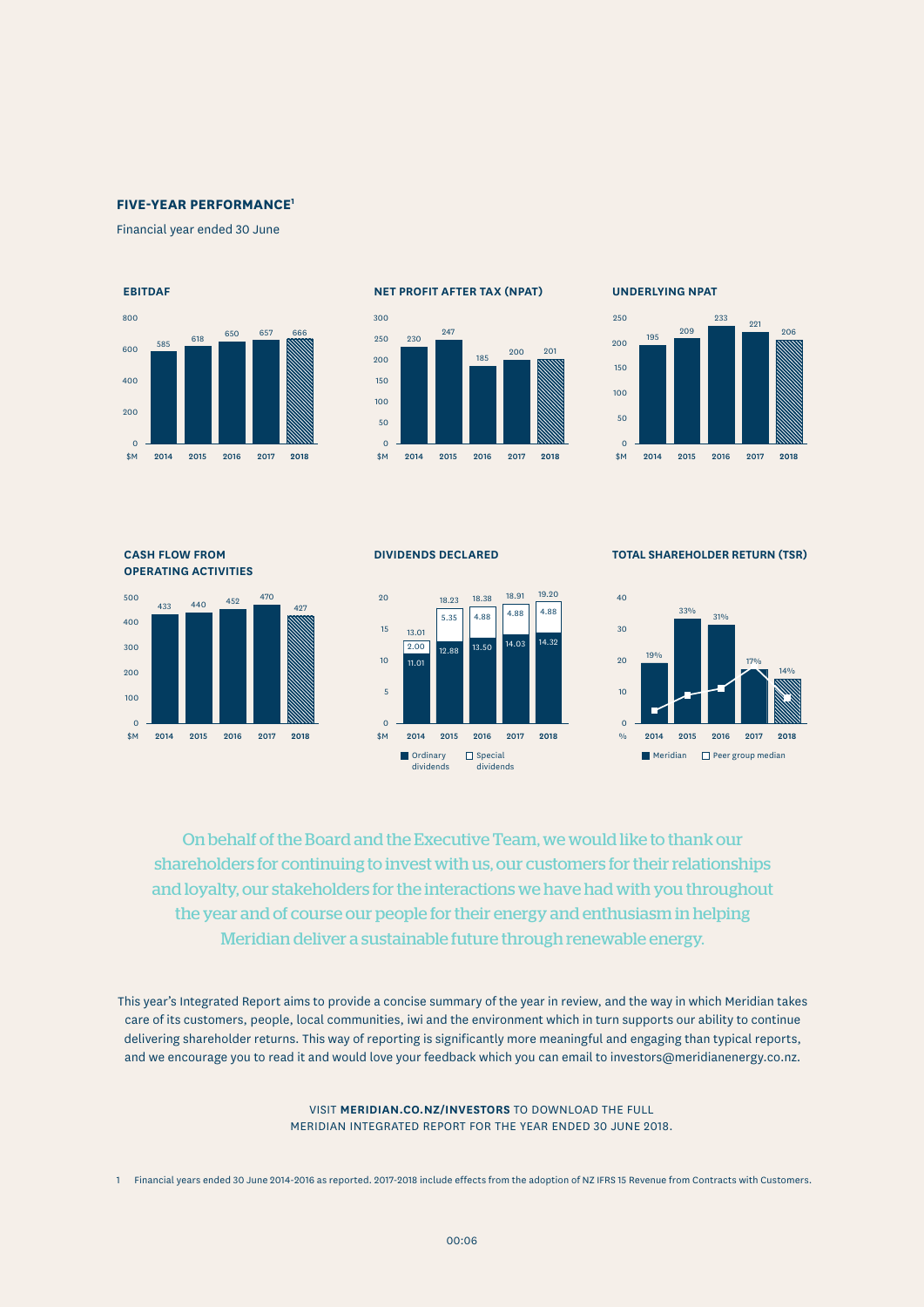## FIVE-YEAR PERFORMANCE[1]

Financial year ended 30 June

### EBITDAF

800
600
400
200
0
$M
585 618 650 657 666
2014 2015 2016 2017 2018

### NET PROFIT AFTER TAX (NPAT)

300
250
200
150
100
50
0
$M
230 247 185 200 201
2014 2015 2016 2017 2018

### UNDERLYING NPAT

250
200
150
100
50
0
$M
195 209 233 221 206
2014 2015 2016 2017 2018

### CASH FLOW FROM OPERATING ACTIVITIES

500
400
300
200
100
0
$M
433 440 452 470 427
2014 2015 2016 2017 2018

### DIVIDENDS DECLARED

20
15
10
5
0
$M
13.01 18.23 18.38 18.91 19.20
2.00 5.35 4.88 4.88 4.88
11.01 12.88 13.50 14.03 14.32
2014 2015 2016 2017 2018
Ordinary dividends
Special dividends

### TOTAL SHAREHOLDER RETURN (TSR)

40
30
20
10
0
%
19% 33% 31% 17% 14%
2014 2015 2016 2017 2018
Meridian
Peer group median

On behalf of the Board and the Executive Team, we would like to thank our shareholders for continuing to invest with us, our customers for their relationships and loyalty, our stakeholders for the interactions we have had with you throughout the year and of course our people for their energy and enthusiasm in helping Meridian deliver a sustainable future through renewable energy.

This year's Integrated Report aims to provide a concise summary of the year in review, and the way in which Meridian takes care of its customers, people, local communities, iwi and the environment which in turn supports our ability to continue delivering shareholder returns. This way of reporting is significantly more meaningful and engaging than typical reports, and we encourage you to read it and would love your feedback which you can email to investors@meridianenergy.co.nz.

VISIT **MERIDIAN.CO.NZ/INVESTORS** TO DOWNLOAD THE FULL MERIDIAN INTEGRATED REPORT FOR THE YEAR ENDED 30 JUNE 2018.

1 Financial years ended 30 June 2014-2016 as reported. 2017-2018 include effects from the adoption of NZ IFRS 15 Revenue from Contracts with Customers.